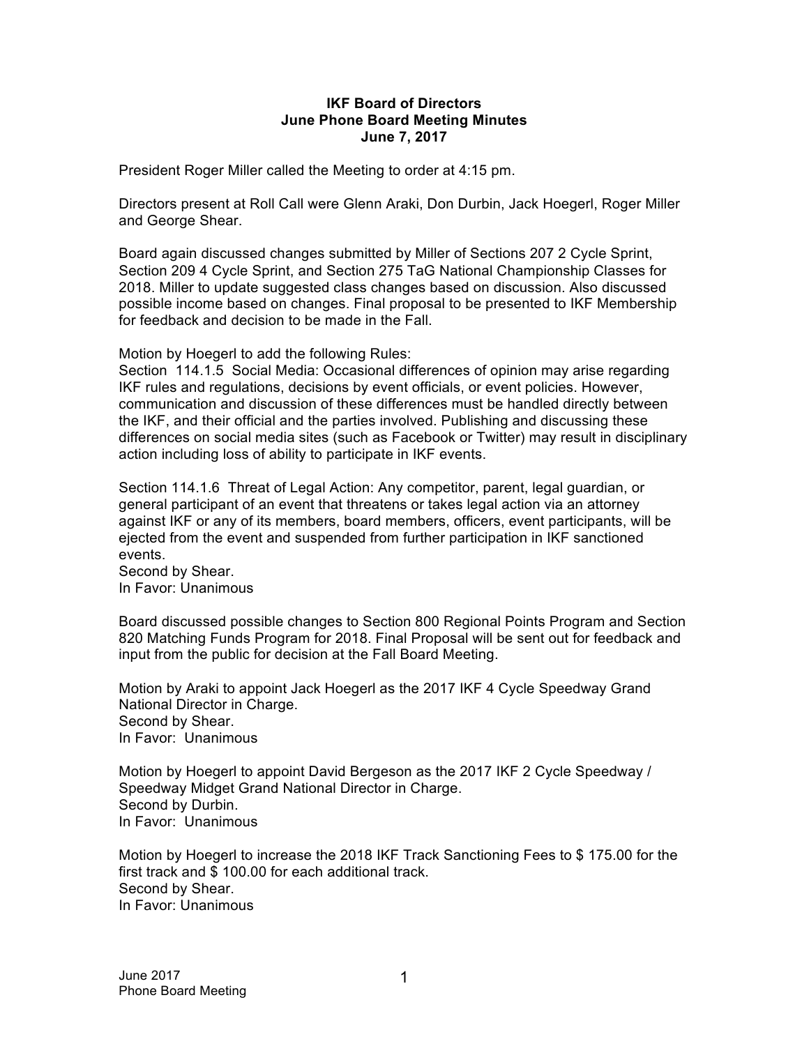# IKF Board of Directors
## June Phone Board Meeting Minutes
### June 7, 2017

President Roger Miller called the Meeting to order at 4:15 pm.

Directors present at Roll Call were Glenn Araki, Don Durbin, Jack Hoegerl, Roger Miller and George Shear.

Board again discussed changes submitted by Miller of Sections 207 2 Cycle Sprint, Section 209 4 Cycle Sprint, and Section 275 TaG National Championship Classes for 2018. Miller to update suggested class changes based on discussion. Also discussed possible income based on changes. Final proposal to be presented to IKF Membership for feedback and decision to be made in the Fall.

Motion by Hoegerl to add the following Rules:
Section 114.1.5 Social Media: Occasional differences of opinion may arise regarding IKF rules and regulations, decisions by event officials, or event policies. However, communication and discussion of these differences must be handled directly between the IKF, and their official and the parties involved. Publishing and discussing these differences on social media sites (such as Facebook or Twitter) may result in disciplinary action including loss of ability to participate in IKF events.

Section 114.1.6 Threat of Legal Action: Any competitor, parent, legal guardian, or general participant of an event that threatens or takes legal action via an attorney against IKF or any of its members, board members, officers, event participants, will be ejected from the event and suspended from further participation in IKF sanctioned events.
Second by Shear.
In Favor: Unanimous

Board discussed possible changes to Section 800 Regional Points Program and Section 820 Matching Funds Program for 2018. Final Proposal will be sent out for feedback and input from the public for decision at the Fall Board Meeting.

Motion by Araki to appoint Jack Hoegerl as the 2017 IKF 4 Cycle Speedway Grand National Director in Charge.
Second by Shear.
In Favor: Unanimous

Motion by Hoegerl to appoint David Bergeson as the 2017 IKF 2 Cycle Speedway / Speedway Midget Grand National Director in Charge.
Second by Durbin.
In Favor: Unanimous

Motion by Hoegerl to increase the 2018 IKF Track Sanctioning Fees to $ 175.00 for the first track and $ 100.00 for each additional track.
Second by Shear.
In Favor: Unanimous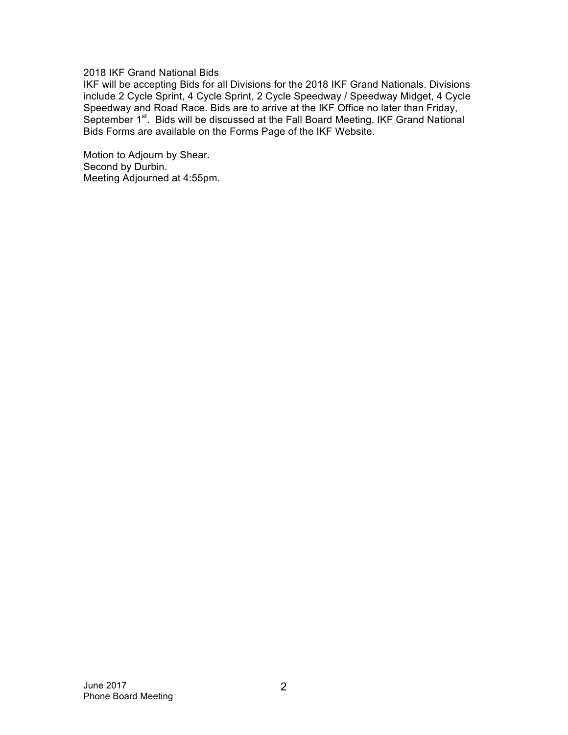2018 IKF Grand National Bids

IKF will be accepting Bids for all Divisions for the 2018 IKF Grand Nationals. Divisions include 2 Cycle Sprint, 4 Cycle Sprint, 2 Cycle Speedway / Speedway Midget, 4 Cycle Speedway and Road Race. Bids are to arrive at the IKF Office no later than Friday, September 1st. Bids will be discussed at the Fall Board Meeting. IKF Grand National Bids Forms are available on the Forms Page of the IKF Website.

Motion to Adjourn by Shear.
Second by Durbin.
Meeting Adjourned at 4:55pm.